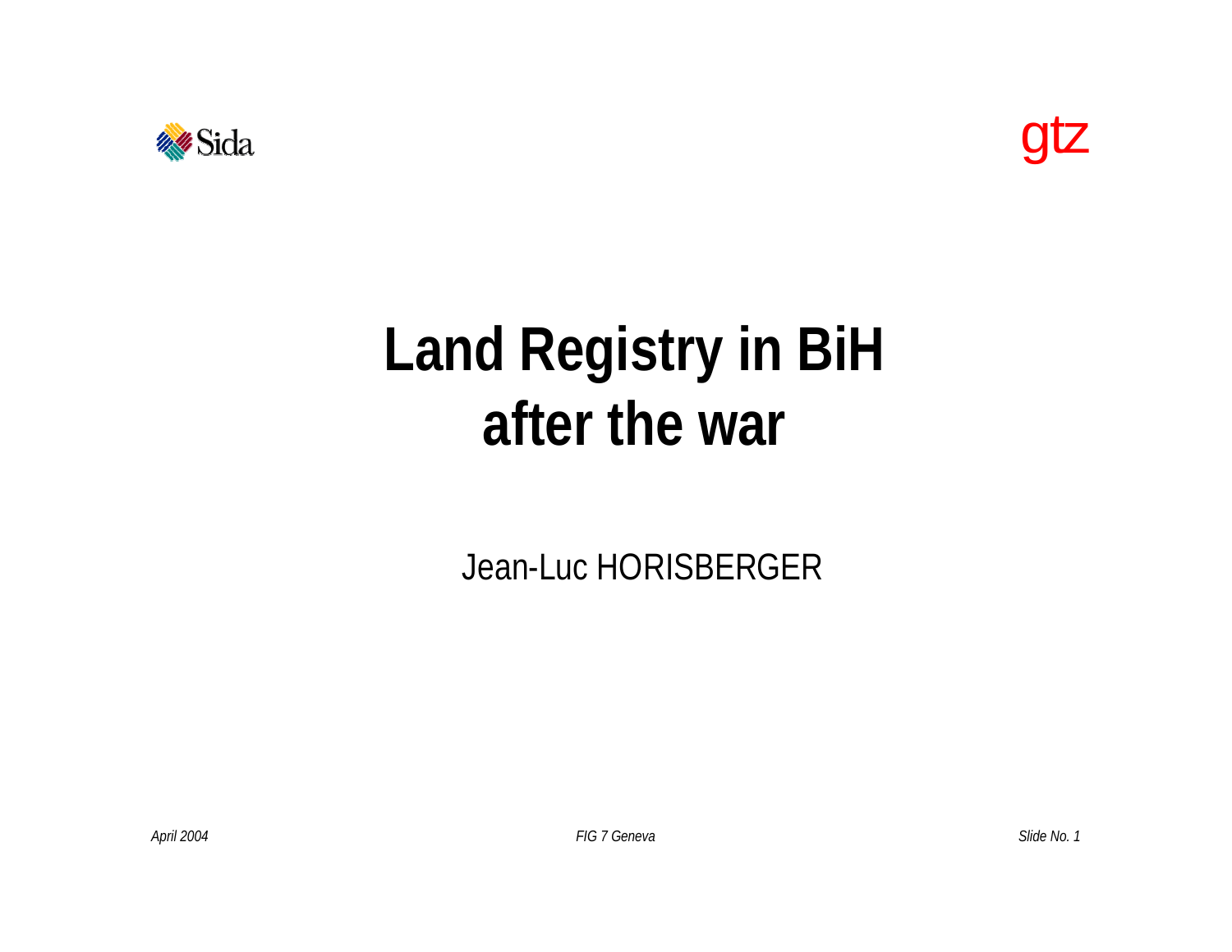Sida

gtz

# Land Registry in BiH after the war

Jean-Luc HORISBERGER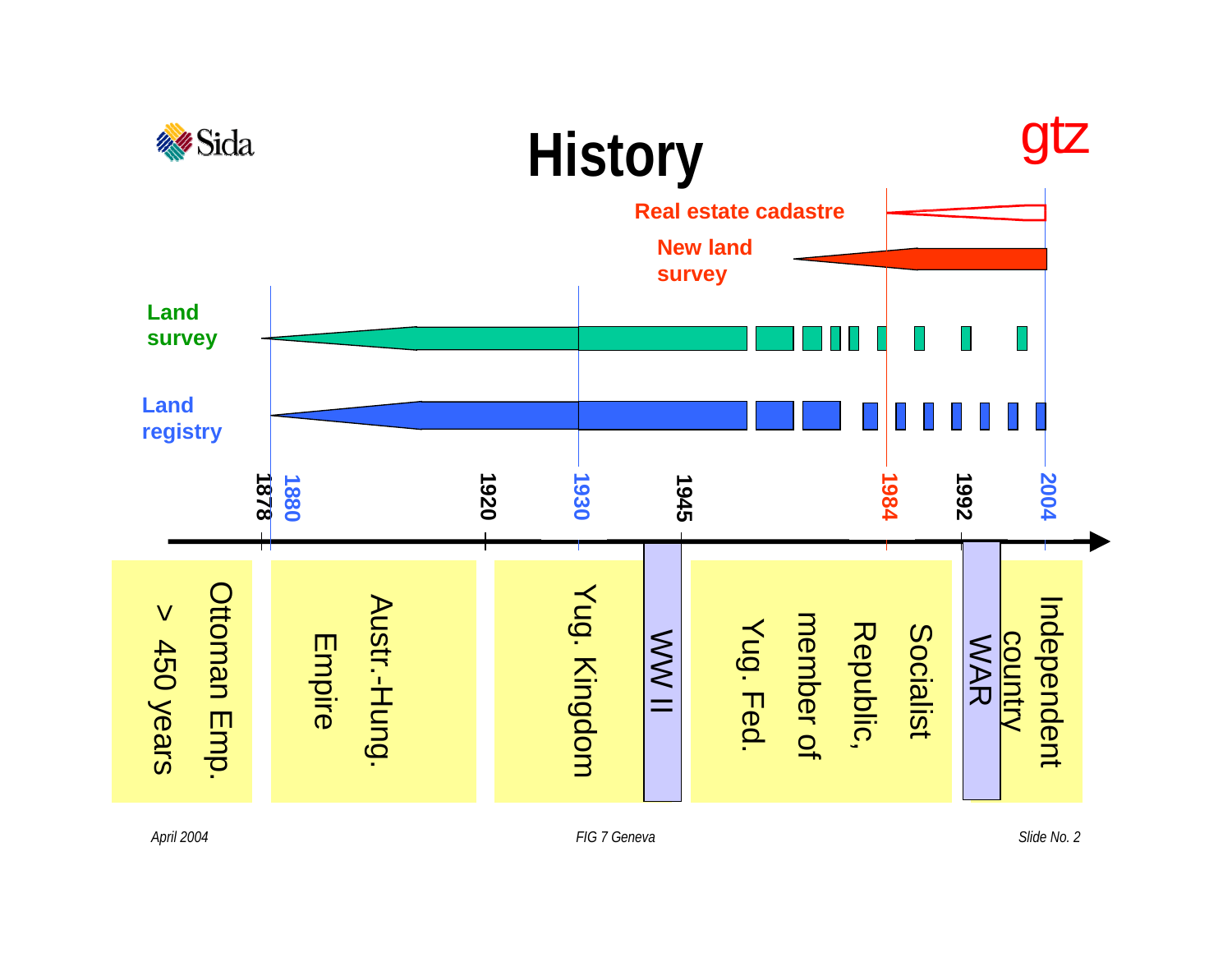# History

Real estate cadastre

New land survey

Land survey

Land registry

1878 | 1880 | 1920 | 1930 | 1945 | 1984 | 1992 | 2004

Ottoman Emp. > 450 years

Austr.-Hung. Empire

Yug. Kingdom

WW II

Socialist Republic, member of Yug. Fed.

WAR

Independent country

*April 2004* *FIG 7 Geneva*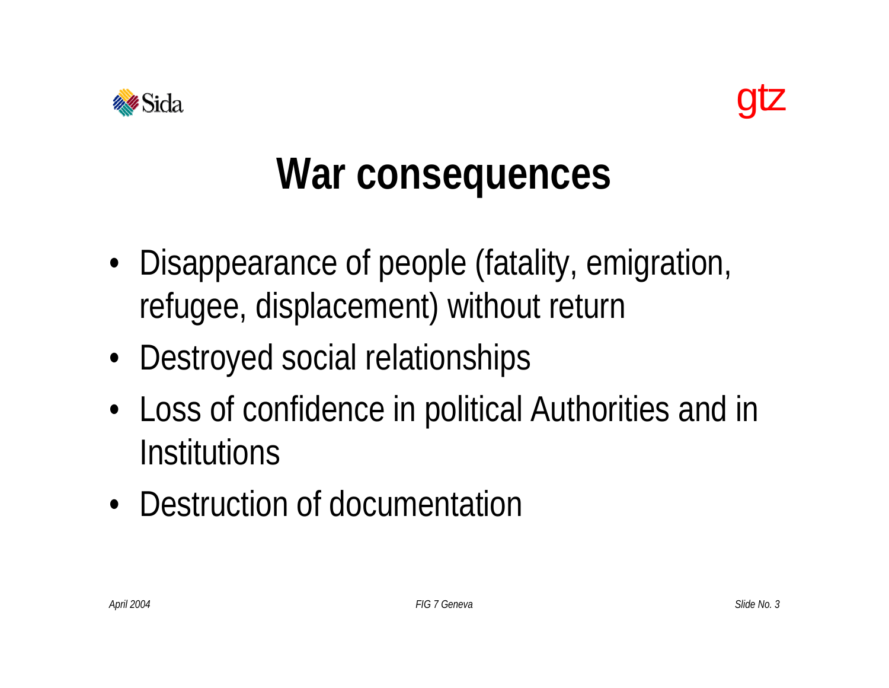# War consequences

- Disappearance of people (fatality, emigration, refugee, displacement) without return
- Destroyed social relationships
- Loss of confidence in political Authorities and in Institutions
- Destruction of documentation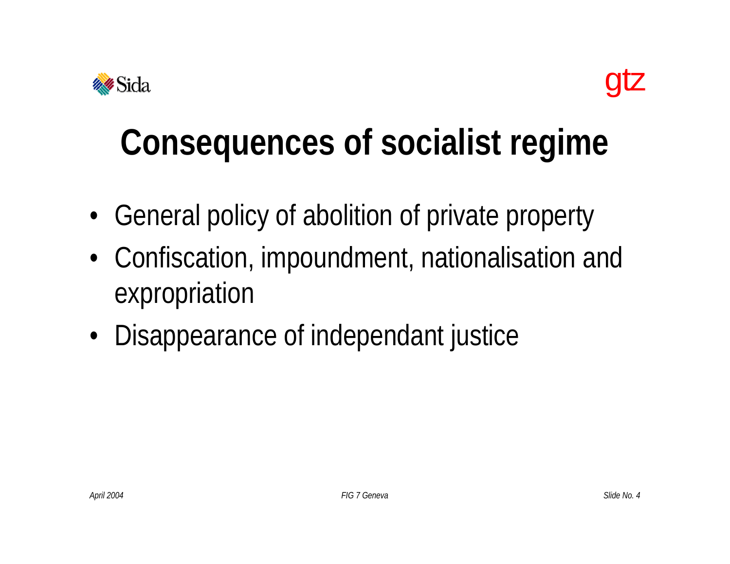# Consequences of socialist regime

- General policy of abolition of private property
- Confiscation, impoundment, nationalisation and expropriation
- Disappearance of independant justice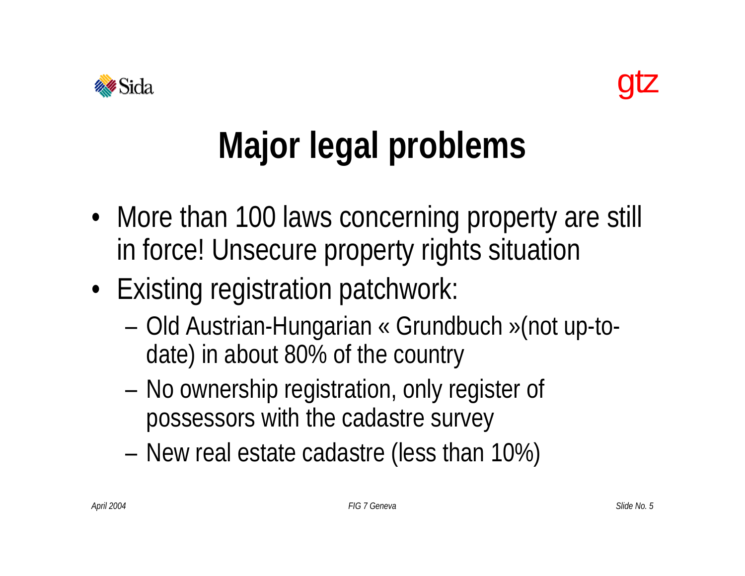# Major legal problems

- More than 100 laws concerning property are still in force! Unsecure property rights situation
- Existing registration patchwork:
  - Old Austrian-Hungarian « Grundbuch »(not up-to-date) in about 80% of the country
  - No ownership registration, only register of possessors with the cadastre survey
  - New real estate cadastre (less than 10%)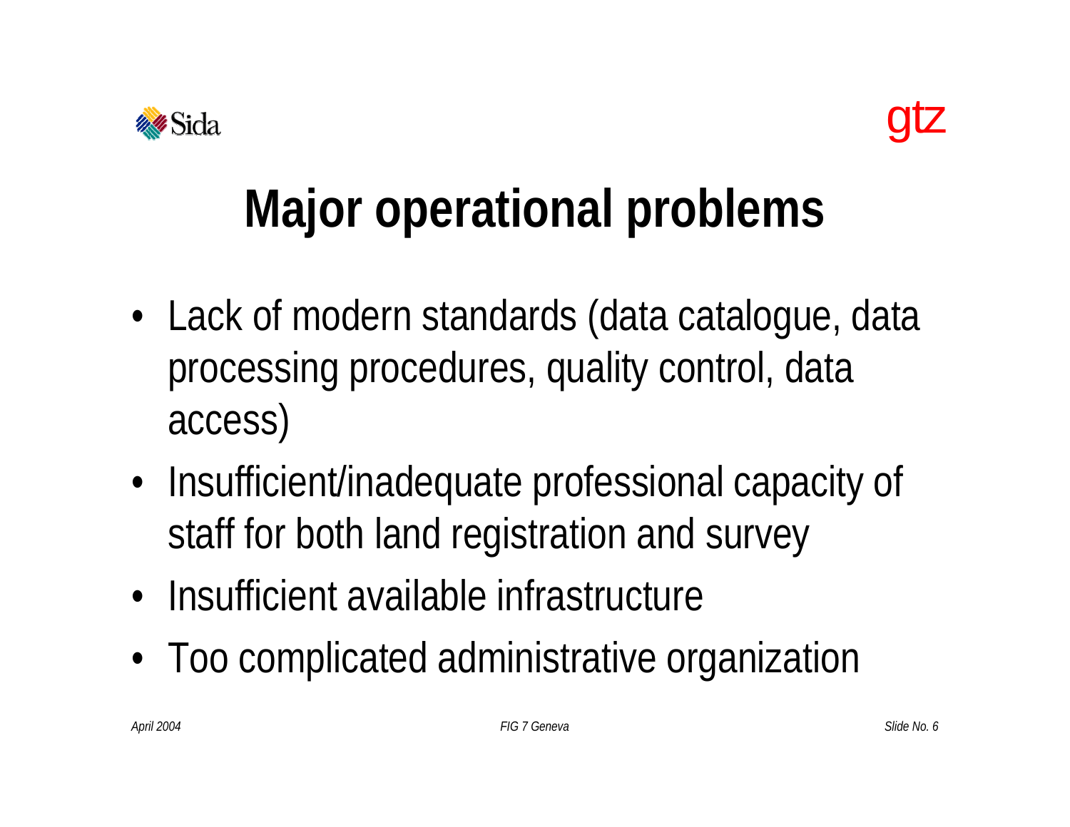# Major operational problems

- Lack of modern standards (data catalogue, data processing procedures, quality control, data access)
- Insufficient/inadequate professional capacity of staff for both land registration and survey
- Insufficient available infrastructure
- Too complicated administrative organization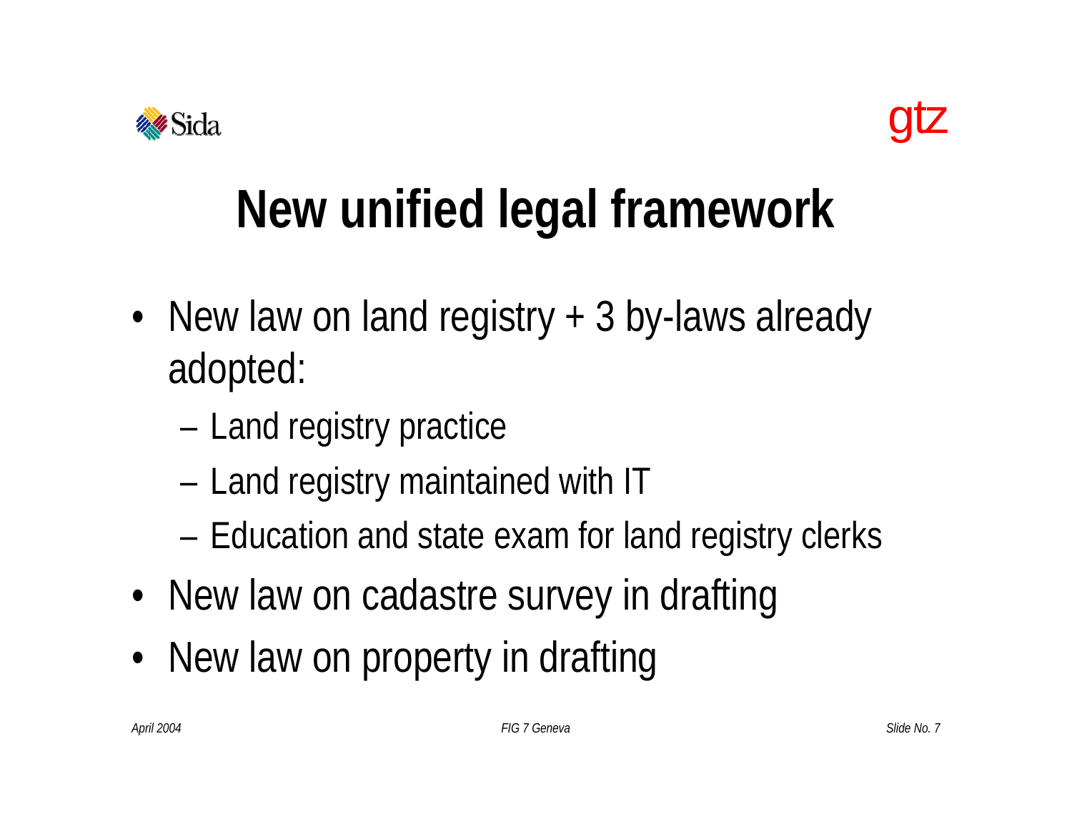# New unified legal framework

- New law on land registry + 3 by-laws already adopted:
  - Land registry practice
  - Land registry maintained with IT
  - Education and state exam for land registry clerks
- New law on cadastre survey in drafting
- New law on property in drafting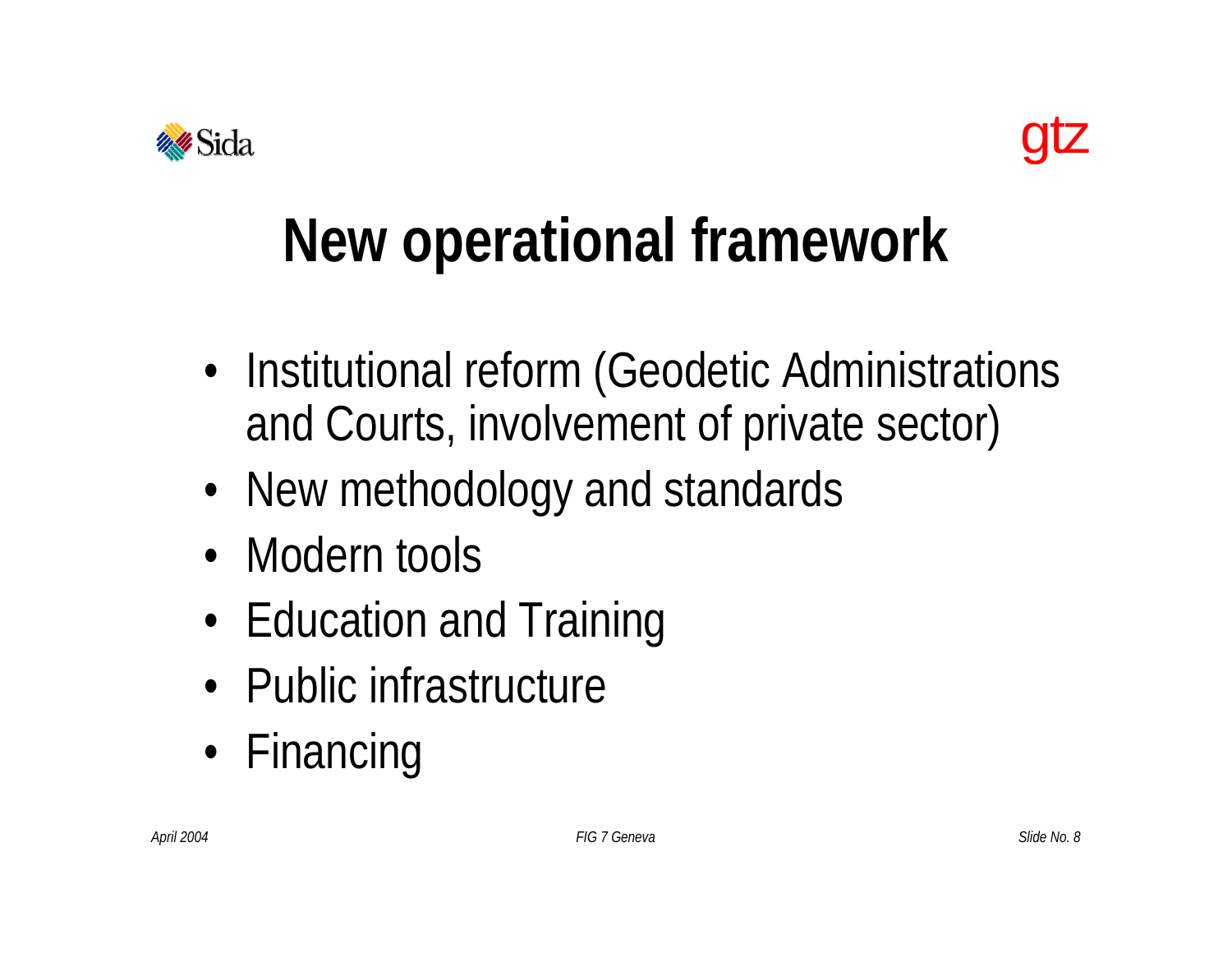# New operational framework

- Institutional reform (Geodetic Administrations and Courts, involvement of private sector)
- New methodology and standards
- Modern tools
- Education and Training
- Public infrastructure
- Financing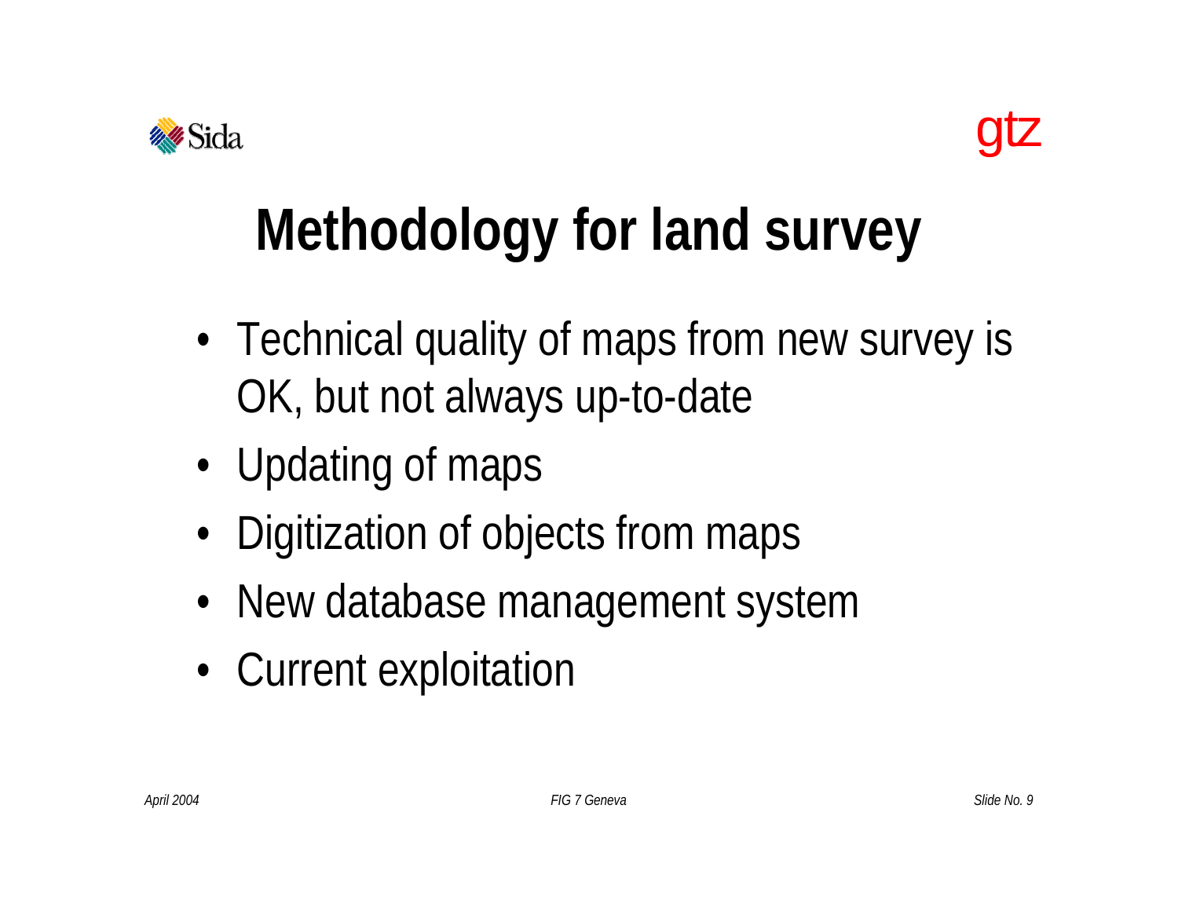# Methodology for land survey

- Technical quality of maps from new survey is OK, but not always up-to-date
- Updating of maps
- Digitization of objects from maps
- New database management system
- Current exploitation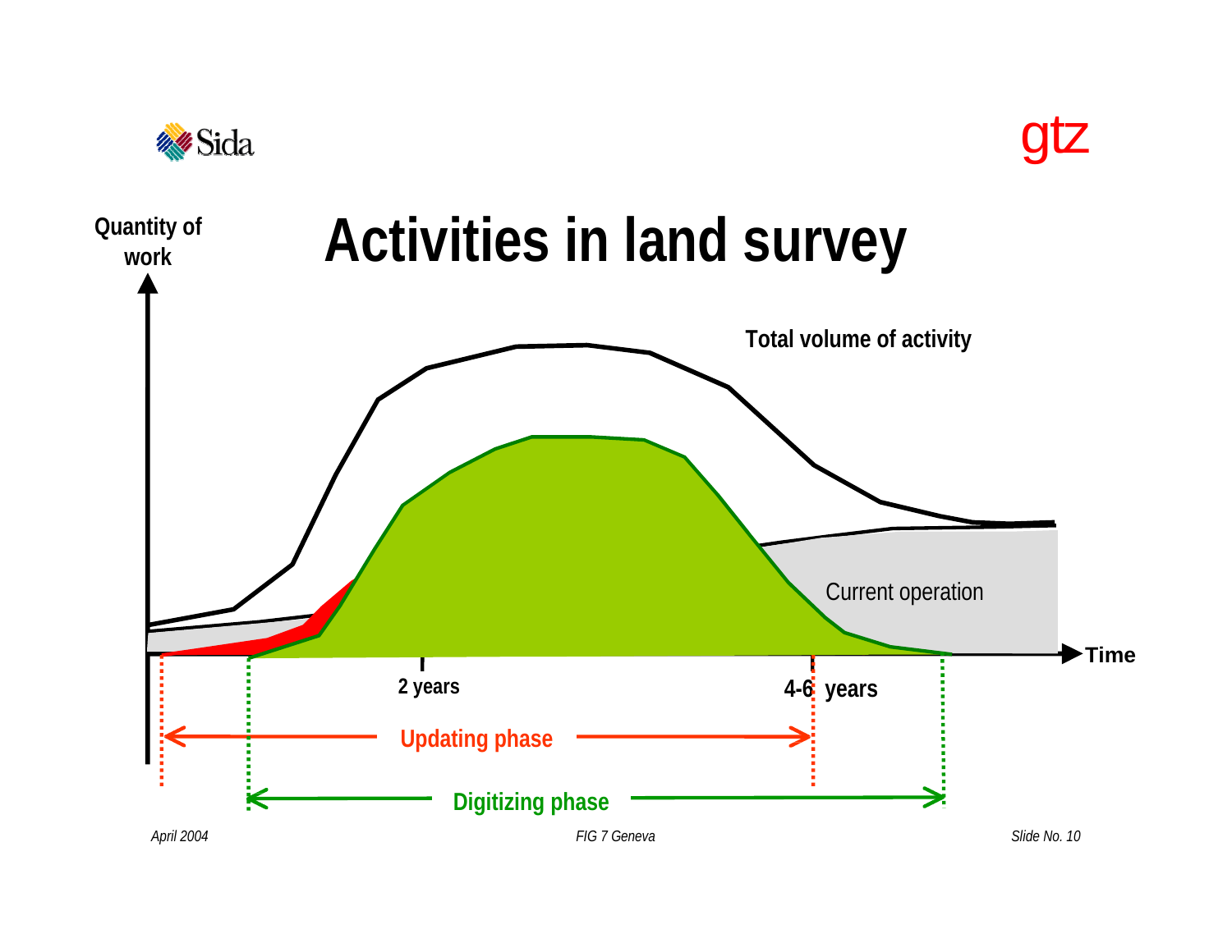# Activities in land survey

Quantity of work

Total volume of activity

Current operation

Time

2 years

4-6 years

Updating phase

Digitizing phase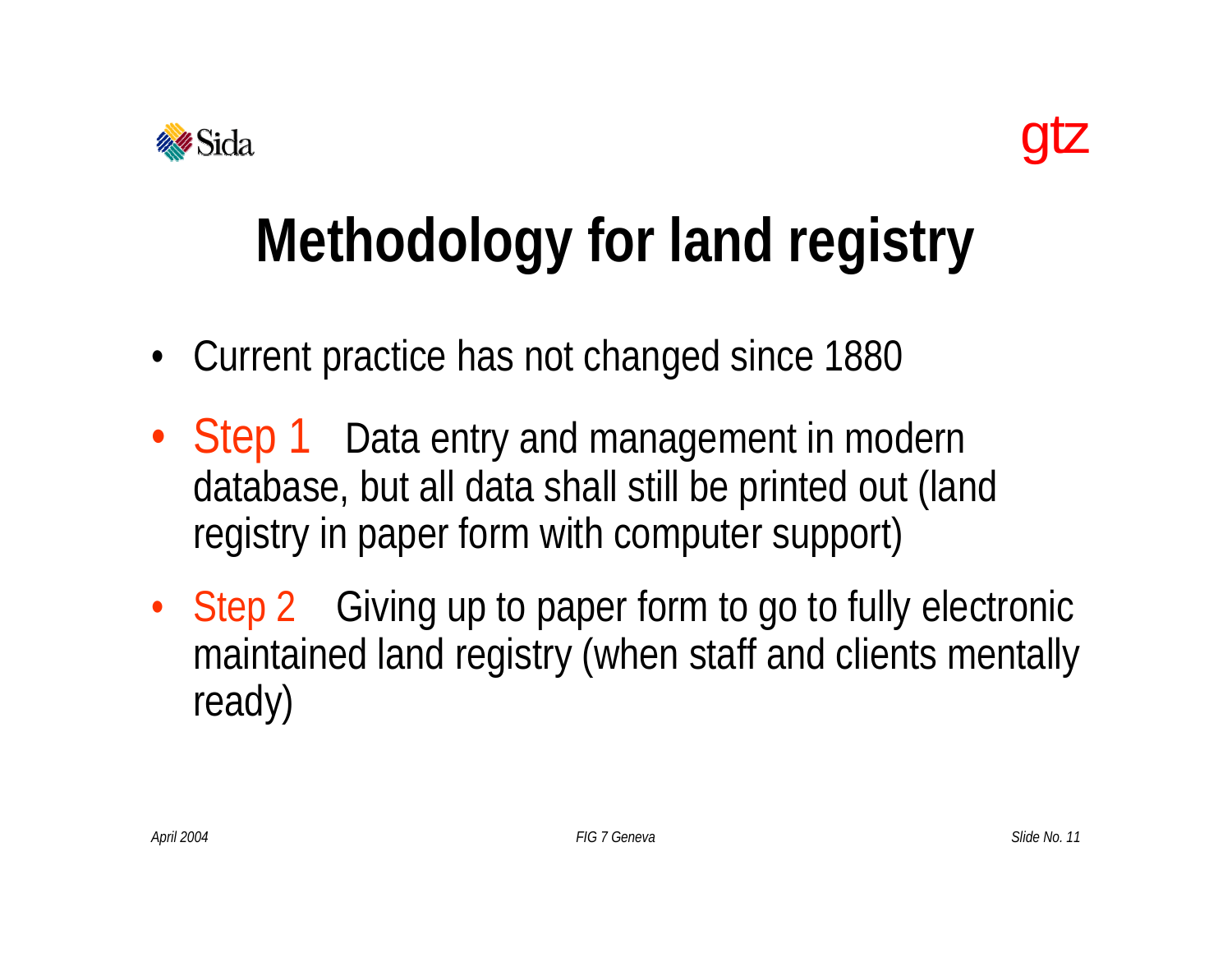# Methodology for land registry

- Current practice has not changed since 1880
- Step 1 Data entry and management in modern database, but all data shall still be printed out (land registry in paper form with computer support)
- Step 2 Giving up to paper form to go to fully electronic maintained land registry (when staff and clients mentally ready)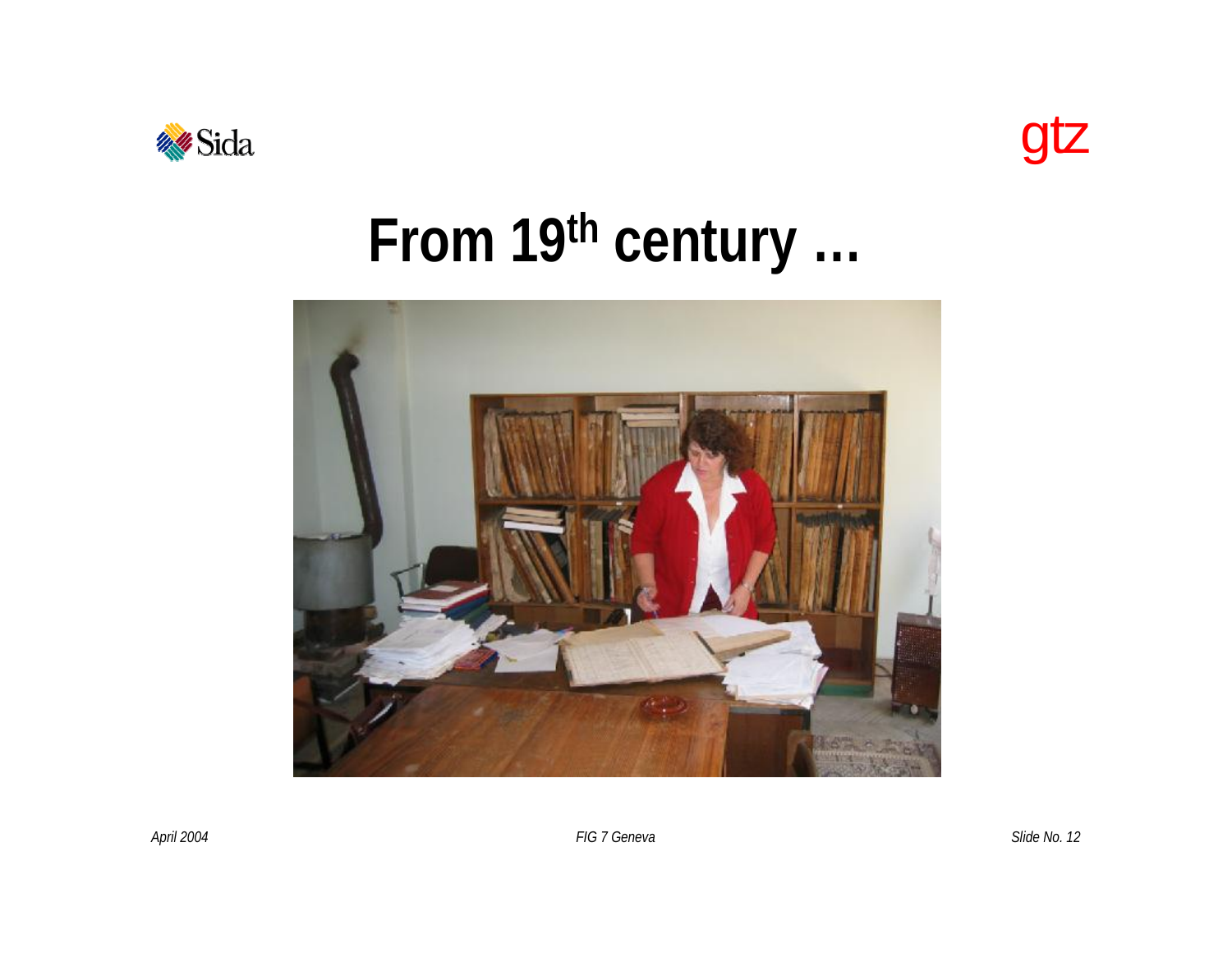# From 19th century …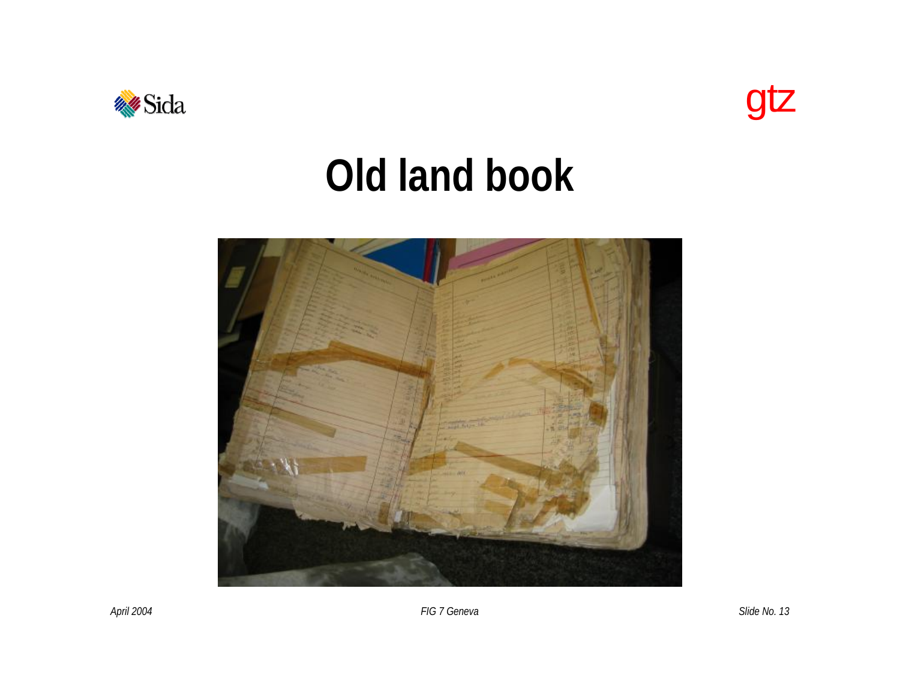# Old land book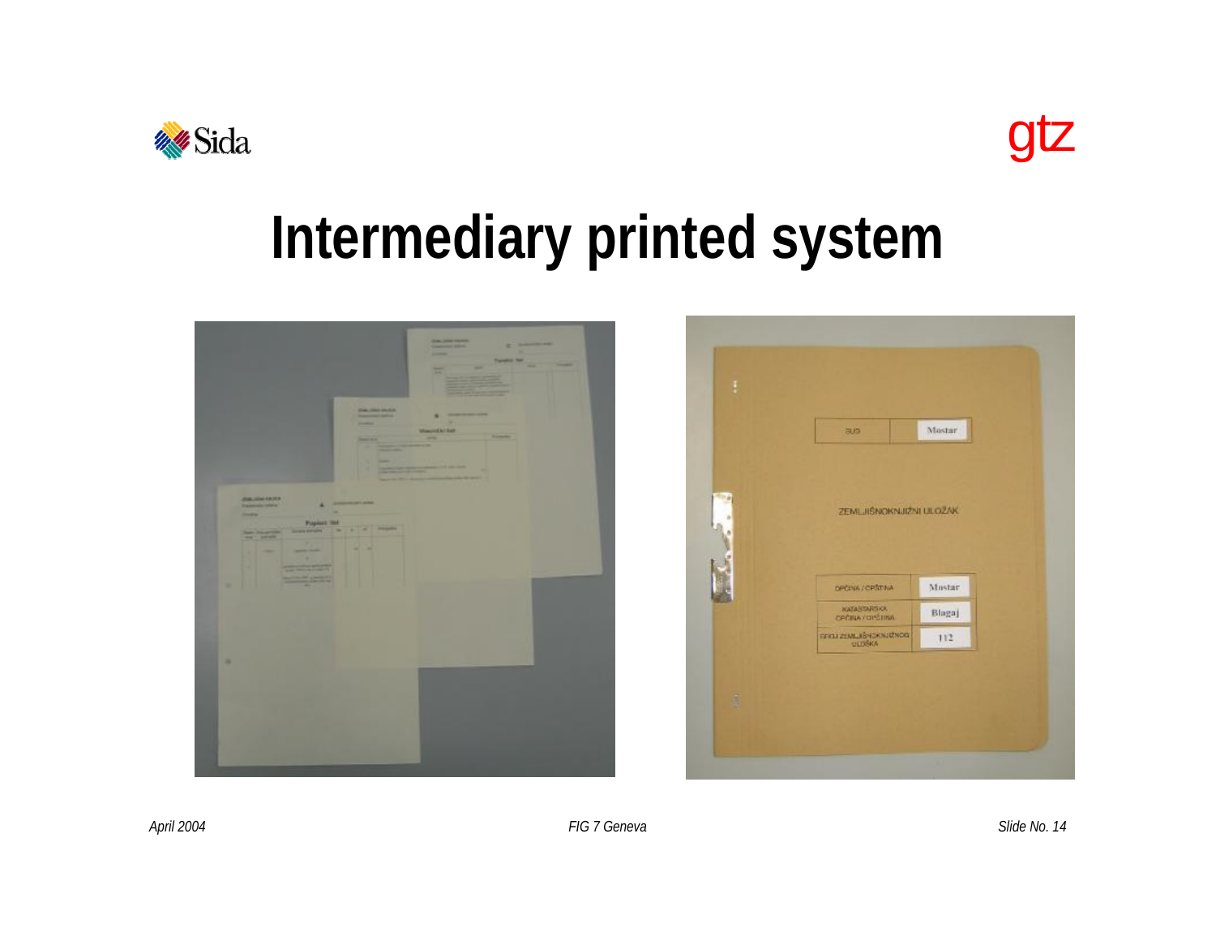# Intermediary printed system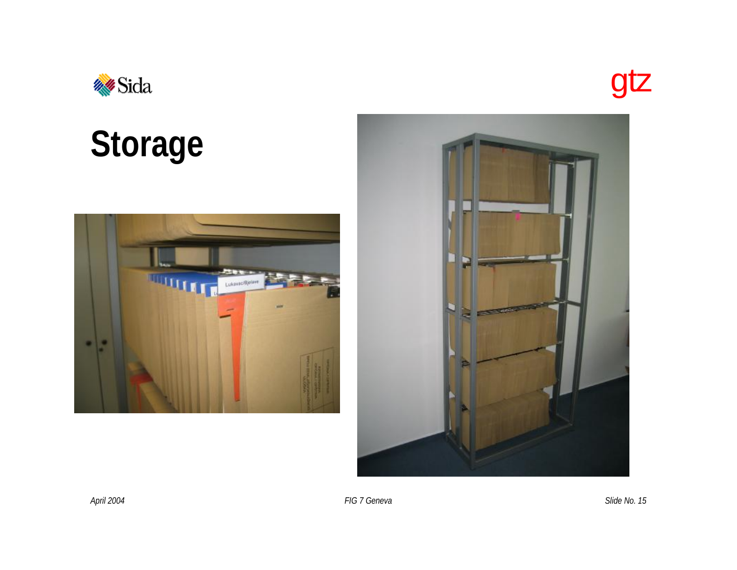# Storage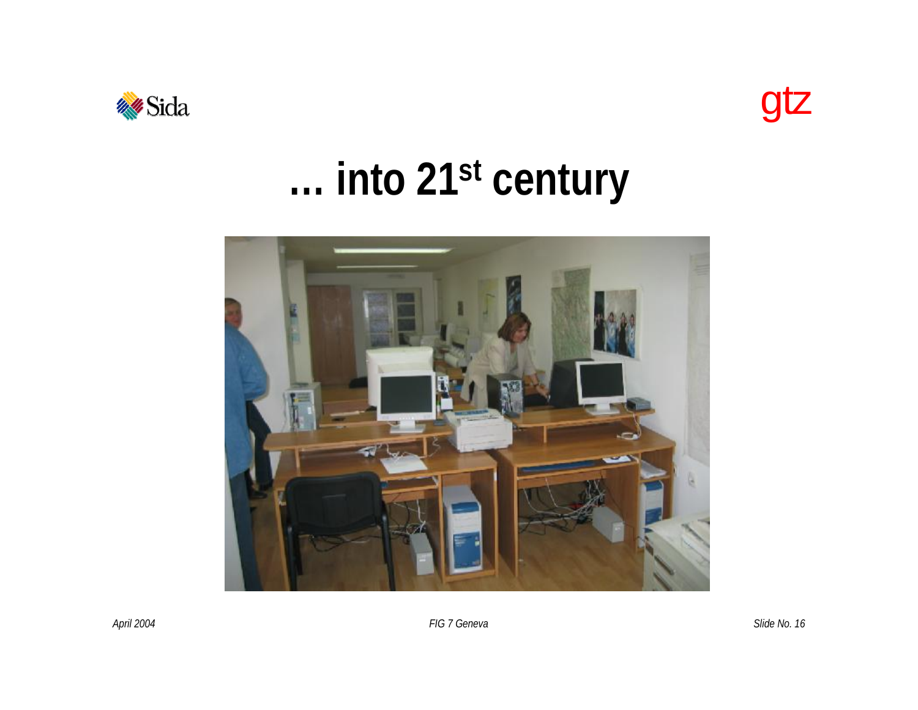# … into 21st century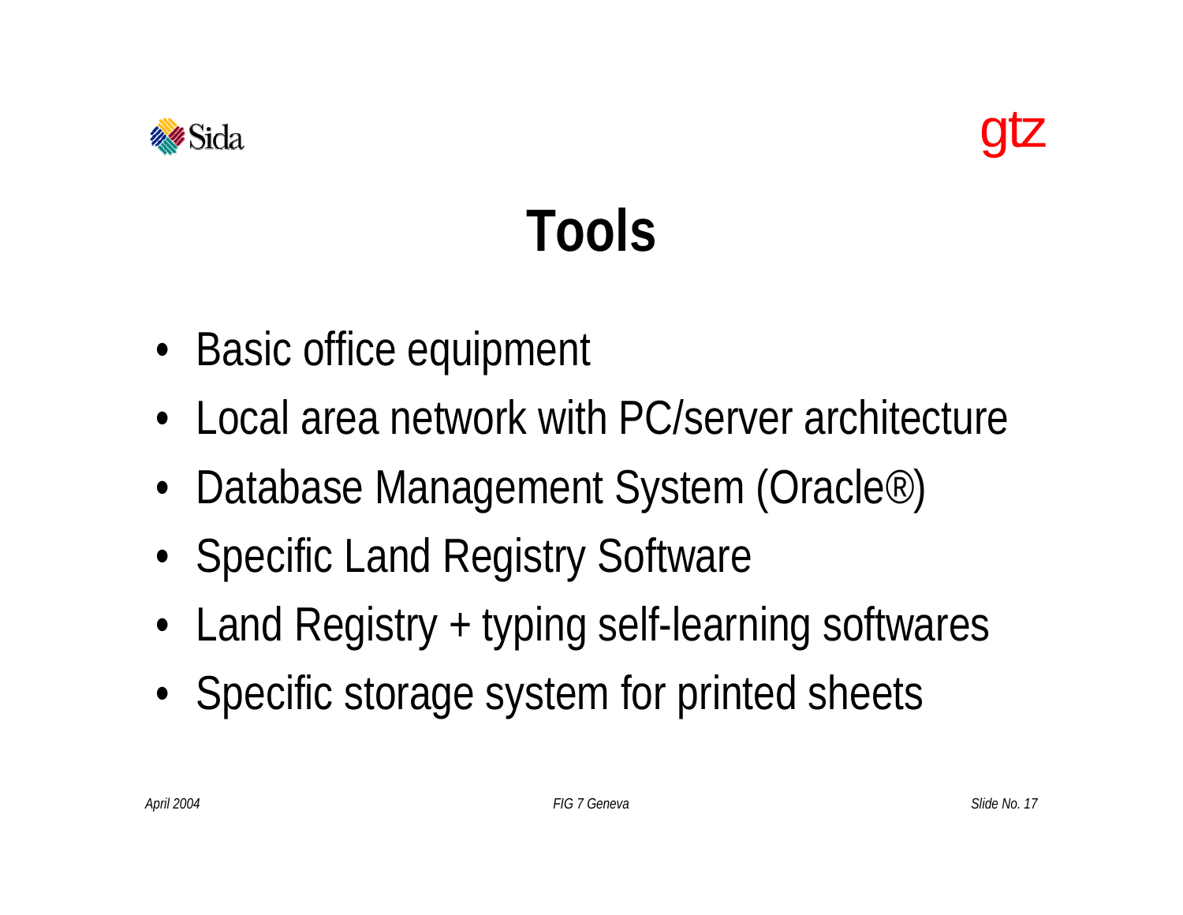# Tools

- Basic office equipment
- Local area network with PC/server architecture
- Database Management System (Oracle®)
- Specific Land Registry Software
- Land Registry + typing self-learning softwares
- Specific storage system for printed sheets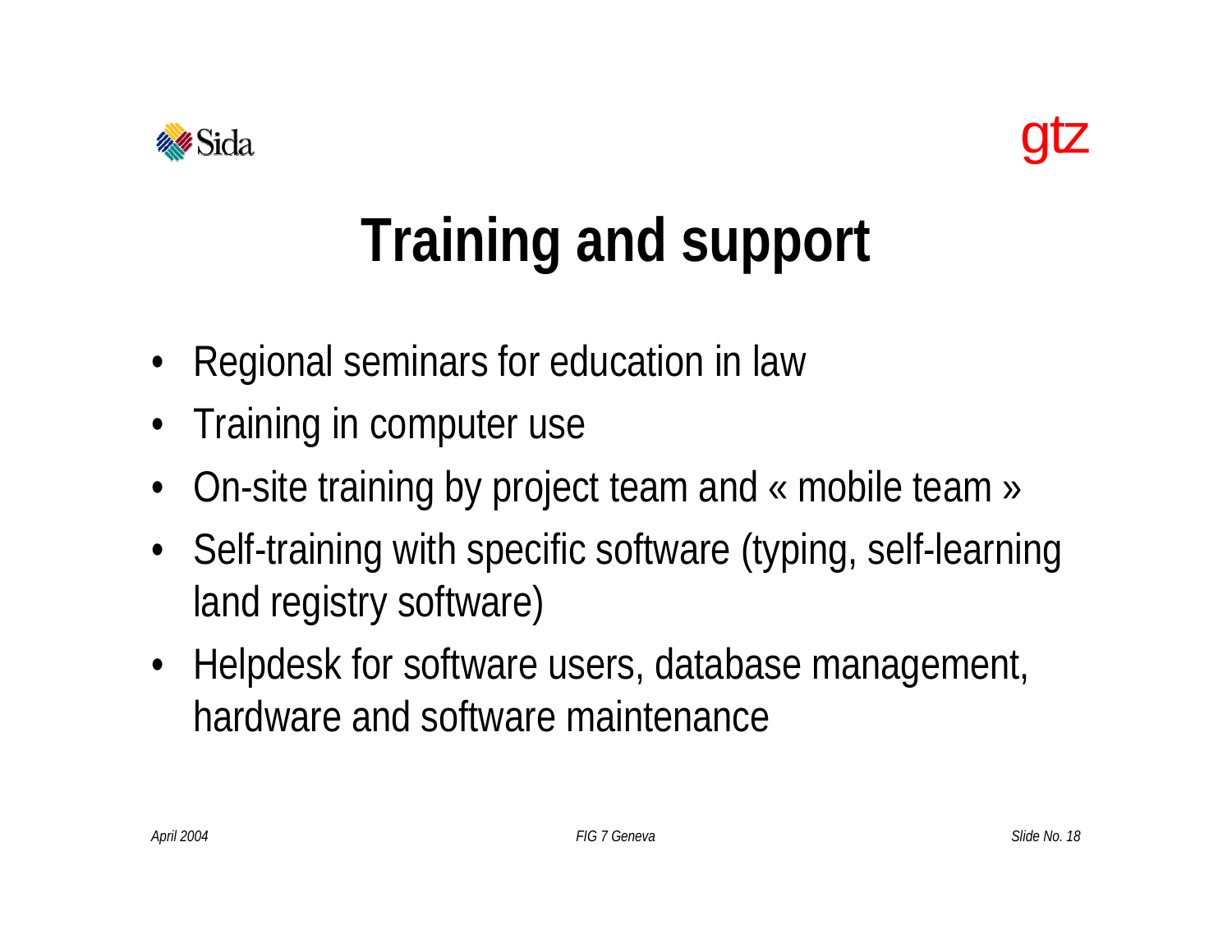# Training and support

- Regional seminars for education in law
- Training in computer use
- On-site training by project team and « mobile team »
- Self-training with specific software (typing, self-learning land registry software)
- Helpdesk for software users, database management, hardware and software maintenance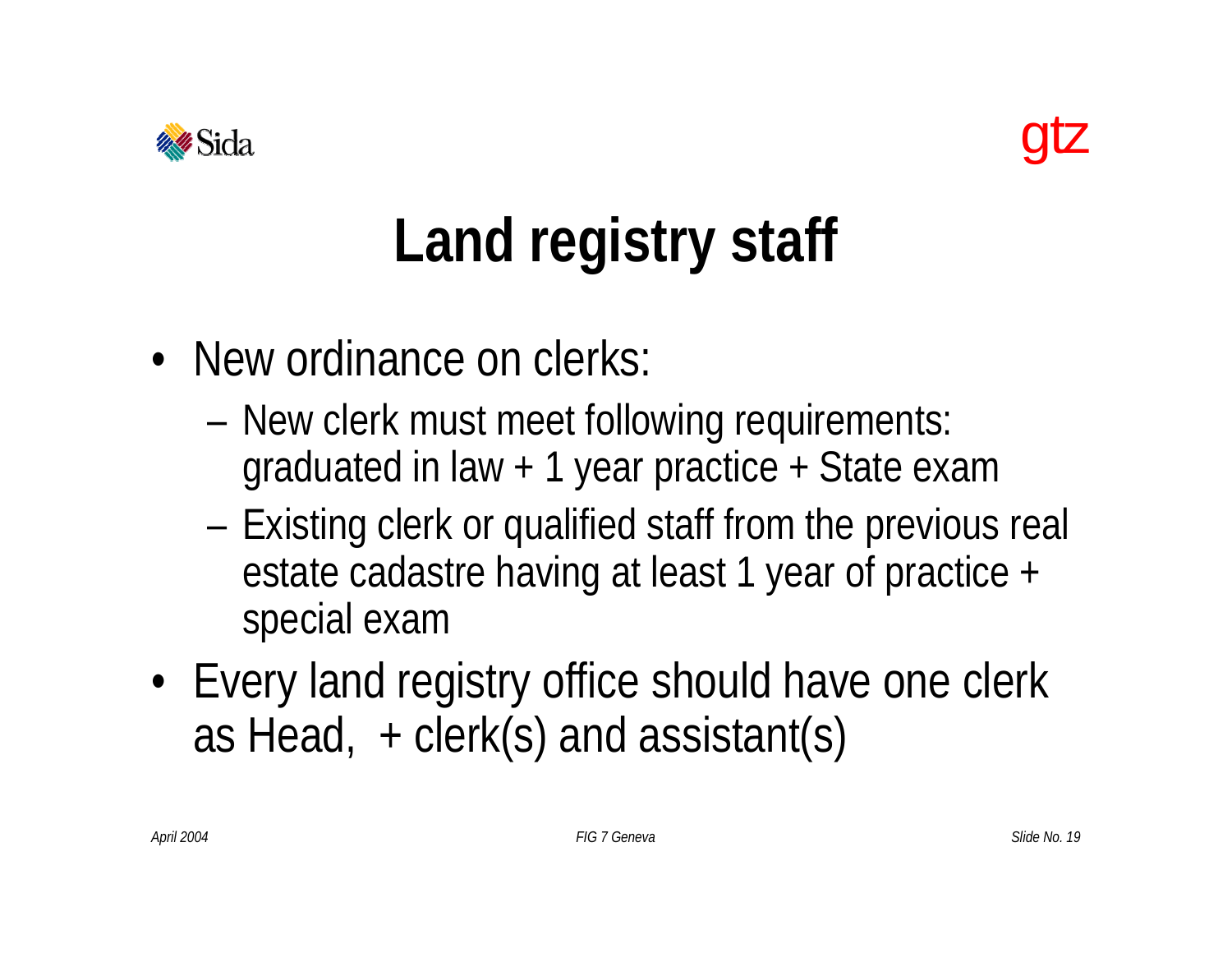# Land registry staff

- New ordinance on clerks:
  - New clerk must meet following requirements: graduated in law + 1 year practice + State exam
  - Existing clerk or qualified staff from the previous real estate cadastre having at least 1 year of practice + special exam
- Every land registry office should have one clerk as Head, + clerk(s) and assistant(s)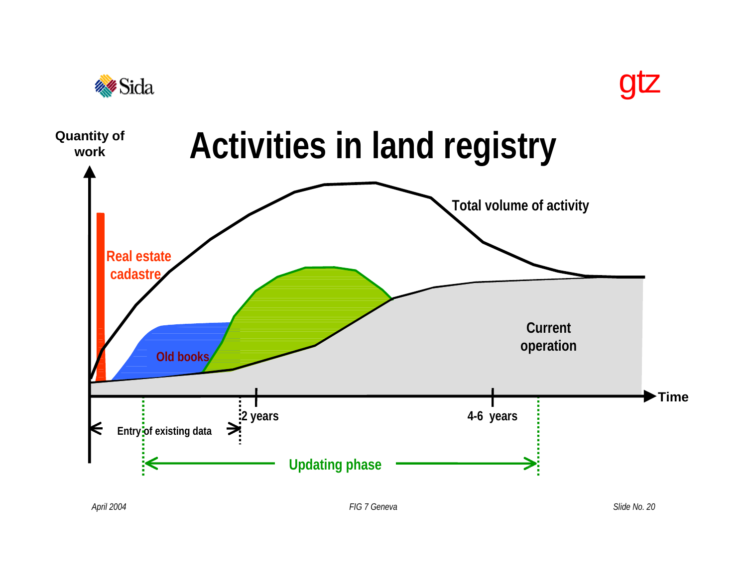# Activities in land registry

Quantity of work

Total volume of activity

Real estate cadastre

Old books

Current operation

Time

2 years

4-6 years

Entry of existing data

Updating phase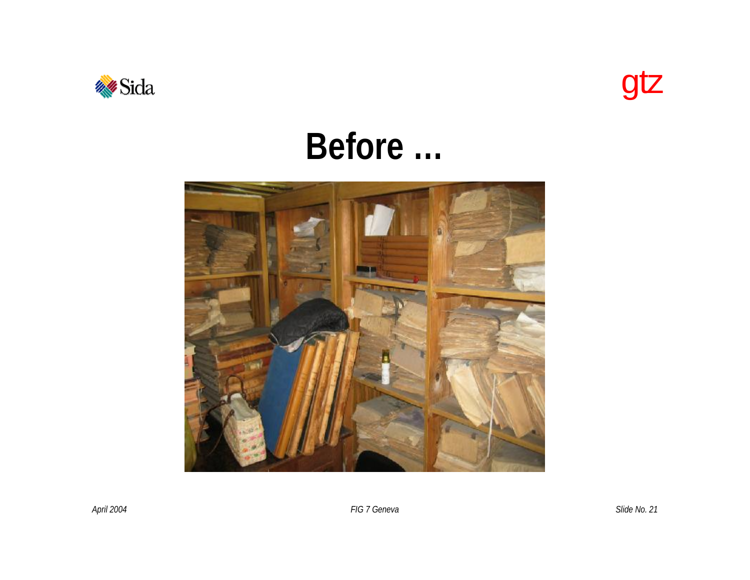# Before ...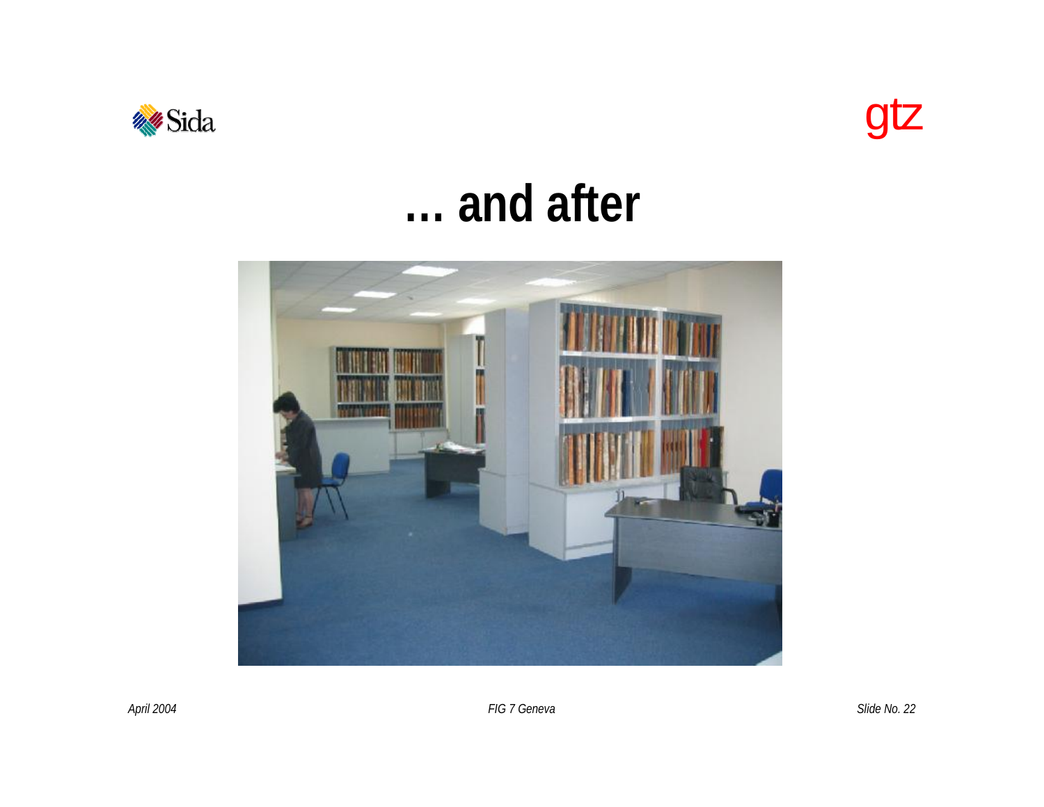# … and after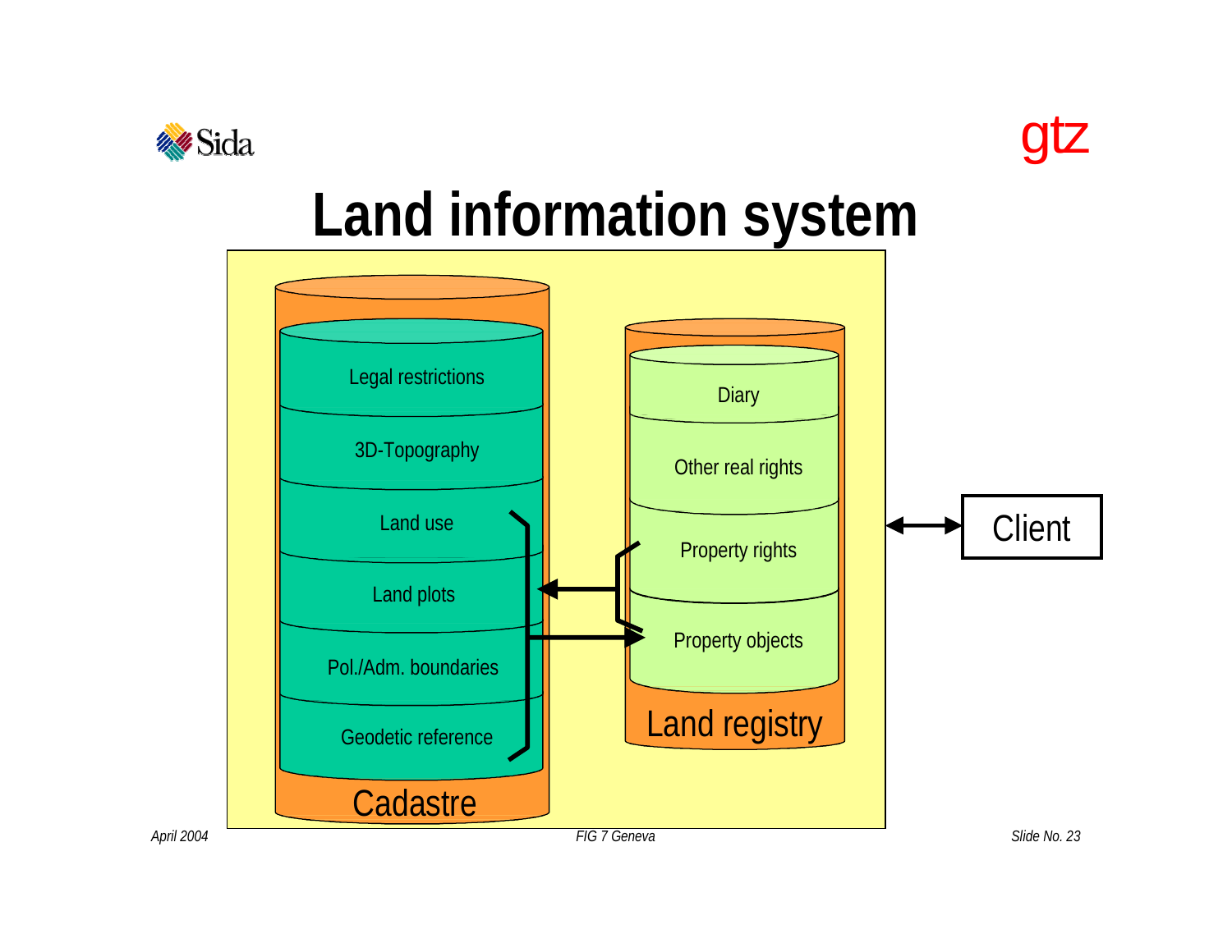# Land information system

**Cadastre**
- Legal restrictions
- 3D-Topography
- Land use
- Land plots
- Pol./Adm. boundaries
- Geodetic reference

**Land registry**
- Diary
- Other real rights
- Property rights
- Property objects

Client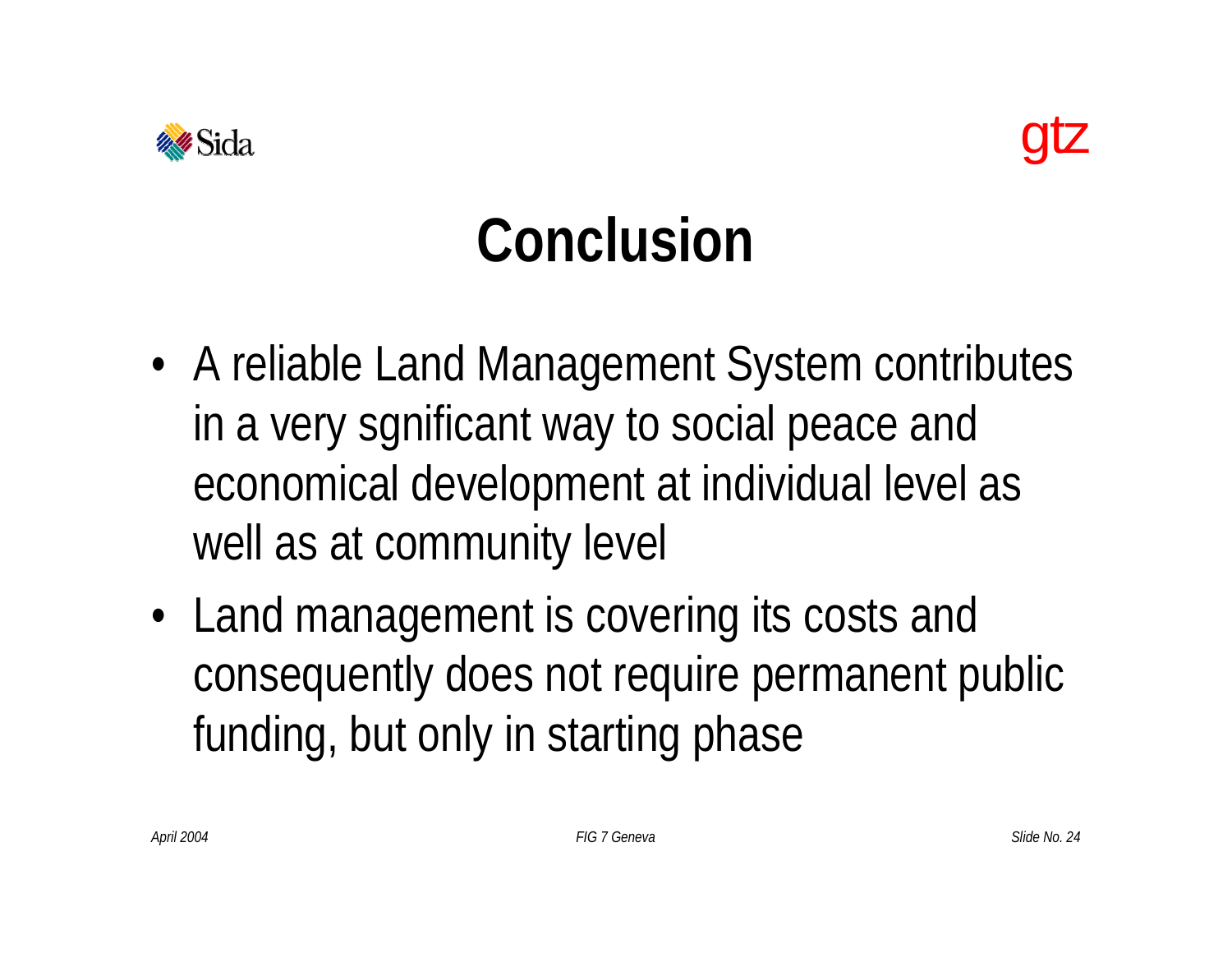# Conclusion

- A reliable Land Management System contributes in a very sgnificant way to social peace and economical development at individual level as well as at community level
- Land management is covering its costs and consequently does not require permanent public funding, but only in starting phase